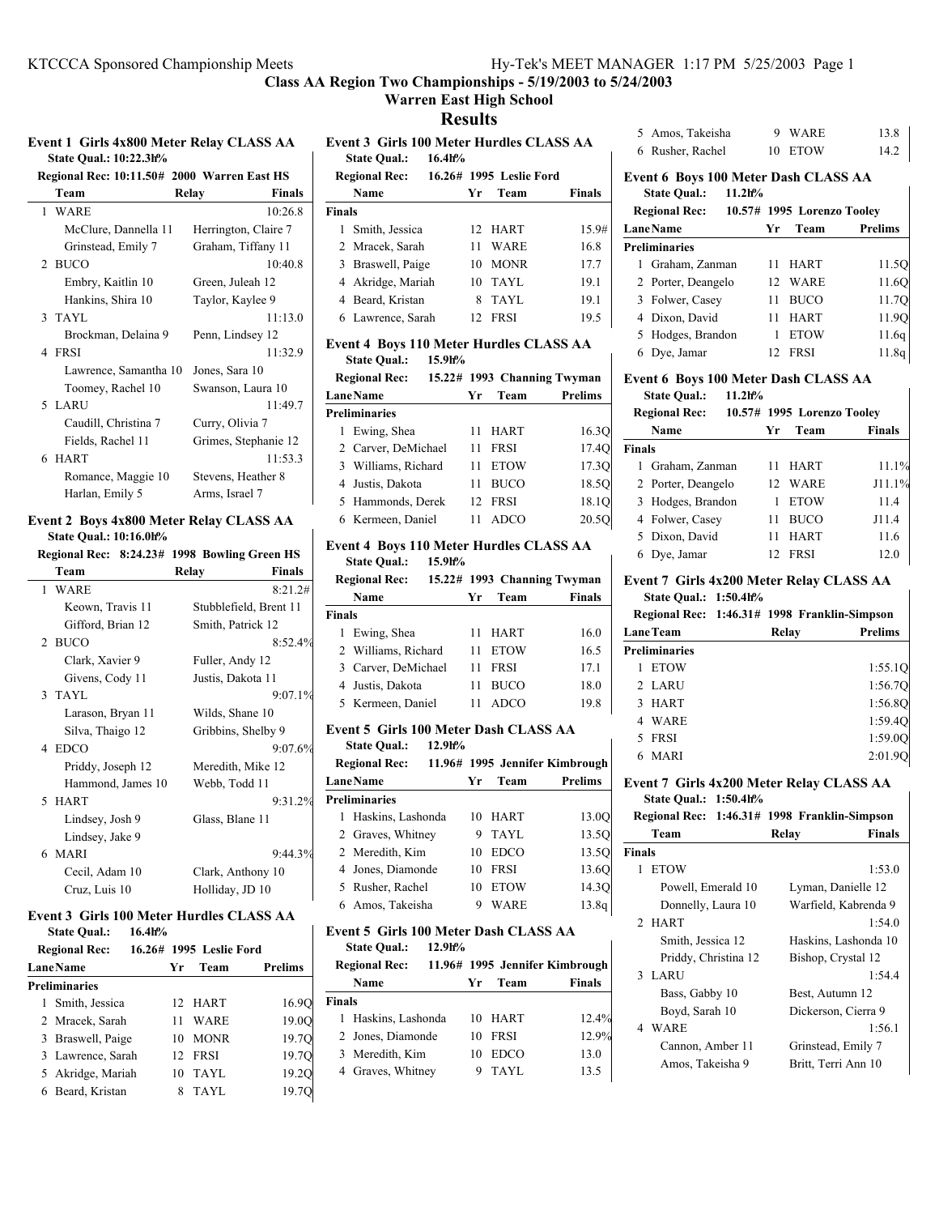# Class AA Region Two Championships - 5/19/2003 to 5/24/2003

## Warren East High School

## Results

### Event 1 Girls 4x800 Meter Relay CLASS AA

State Qual.: 10:22.3!%

Regional Rec: 10:11.50# 2000 Warren East HS

| | Team | Relay | Finals |
|---|---|---|---|
| 1 | WARE | | 10:26.8 |
| | McClure, Dannella 11 | Herrington, Claire 7 | |
| | Grinstead, Emily 7 | Graham, Tiffany 11 | |
| 2 | BUCO | | 10:40.8 |
| | Embry, Kaitlin 10 | Green, Juleah 12 | |
| | Hankins, Shira 10 | Taylor, Kaylee 9 | |
| 3 | TAYL | | 11:13.0 |
| | Brockman, Delaina 9 | Penn, Lindsey 12 | |
| 4 | FRSI | | 11:32.9 |
| | Lawrence, Samantha 10 | Jones, Sara 10 | |
| | Toomey, Rachel 10 | Swanson, Laura 10 | |
| 5 | LARU | | 11:49.7 |
| | Caudill, Christina 7 | Curry, Olivia 7 | |
| | Fields, Rachel 11 | Grimes, Stephanie 12 | |
| 6 | HART | | 11:53.3 |
| | Romance, Maggie 10 | Stevens, Heather 8 | |
| | Harlan, Emily 5 | Arms, Israel 7 | |

### Event 2 Boys 4x800 Meter Relay CLASS AA

State Qual.: 10:16.0!%

Regional Rec: 8:24.23# 1998 Bowling Green HS

| | Team | Relay | Finals |
|---|---|---|---|
| 1 | WARE | | 8:21.2# |
| | Keown, Travis 11 | Stubblefield, Brent 11 | |
| | Gifford, Brian 12 | Smith, Patrick 12 | |
| 2 | BUCO | | 8:52.4% |
| | Clark, Xavier 9 | Fuller, Andy 12 | |
| | Givens, Cody 11 | Justis, Dakota 11 | |
| 3 | TAYL | | 9:07.1% |
| | Larason, Bryan 11 | Wilds, Shane 10 | |
| | Silva, Thaigo 12 | Gribbins, Shelby 9 | |
| 4 | EDCO | | 9:07.6% |
| | Priddy, Joseph 12 | Meredith, Mike 12 | |
| | Hammond, James 10 | Webb, Todd 11 | |
| 5 | HART | | 9:31.2% |
| | Lindsey, Josh 9 | Glass, Blane 11 | |
| | Lindsey, Jake 9 | | |
| 6 | MARI | | 9:44.3% |
| | Cecil, Adam 10 | Clark, Anthony 10 | |
| | Cruz, Luis 10 | Holliday, JD 10 | |

### Event 3 Girls 100 Meter Hurdles CLASS AA

State Qual.: 16.4!%

Regional Rec: 16.26# 1995 Leslie Ford

| Lane | Name | Yr | Team | Prelims |
|---|---|---|---|---|
| **Preliminaries** | | | | |
| 1 | Smith, Jessica | 12 | HART | 16.9Q |
| 2 | Mracek, Sarah | 11 | WARE | 19.0Q |
| 3 | Braswell, Paige | 10 | MONR | 19.7Q |
| 3 | Lawrence, Sarah | 12 | FRSI | 19.7Q |
| 5 | Akridge, Mariah | 10 | TAYL | 19.2Q |
| 6 | Beard, Kristan | 8 | TAYL | 19.7Q |

### Event 3 Girls 100 Meter Hurdles CLASS AA

State Qual.: 16.4!%

Regional Rec: 16.26# 1995 Leslie Ford

| | Name | Yr | Team | Finals |
|---|---|---|---|---|
| **Finals** | | | | |
| 1 | Smith, Jessica | 12 | HART | 15.9# |
| 2 | Mracek, Sarah | 11 | WARE | 16.8 |
| 3 | Braswell, Paige | 10 | MONR | 17.7 |
| 4 | Akridge, Mariah | 10 | TAYL | 19.1 |
| 4 | Beard, Kristan | 8 | TAYL | 19.1 |
| 6 | Lawrence, Sarah | 12 | FRSI | 19.5 |

### Event 4 Boys 110 Meter Hurdles CLASS AA

State Qual.: 15.9!%

Regional Rec: 15.22# 1993 Channing Twyman

| Lane | Name | Yr | Team | Prelims |
|---|---|---|---|---|
| **Preliminaries** | | | | |
| 1 | Ewing, Shea | 11 | HART | 16.3Q |
| 2 | Carver, DeMichael | 11 | FRSI | 17.4Q |
| 3 | Williams, Richard | 11 | ETOW | 17.3Q |
| 4 | Justis, Dakota | 11 | BUCO | 18.5Q |
| 5 | Hammonds, Derek | 12 | FRSI | 18.1Q |
| 6 | Kermeen, Daniel | 11 | ADCO | 20.5Q |

### Event 4 Boys 110 Meter Hurdles CLASS AA

State Qual.: 15.9!%

Regional Rec: 15.22# 1993 Channing Twyman

| | Name | Yr | Team | Finals |
|---|---|---|---|---|
| **Finals** | | | | |
| 1 | Ewing, Shea | 11 | HART | 16.0 |
| 2 | Williams, Richard | 11 | ETOW | 16.5 |
| 3 | Carver, DeMichael | 11 | FRSI | 17.1 |
| 4 | Justis, Dakota | 11 | BUCO | 18.0 |
| 5 | Kermeen, Daniel | 11 | ADCO | 19.8 |

### Event 5 Girls 100 Meter Dash CLASS AA

State Qual.: 12.9!%

Regional Rec: 11.96# 1995 Jennifer Kimbrough

| Lane | Name | Yr | Team | Prelims |
|---|---|---|---|---|
| **Preliminaries** | | | | |
| 1 | Haskins, Lashonda | 10 | HART | 13.0Q |
| 2 | Graves, Whitney | 9 | TAYL | 13.5Q |
| 2 | Meredith, Kim | 10 | EDCO | 13.5Q |
| 4 | Jones, Diamonde | 10 | FRSI | 13.6Q |
| 5 | Rusher, Rachel | 10 | ETOW | 14.3Q |
| 6 | Amos, Takeisha | 9 | WARE | 13.8q |

### Event 5 Girls 100 Meter Dash CLASS AA

State Qual.: 12.9!%

Regional Rec: 11.96# 1995 Jennifer Kimbrough

| | Name | Yr | Team | Finals |
|---|---|---|---|---|
| **Finals** | | | | |
| 1 | Haskins, Lashonda | 10 | HART | 12.4% |
| 2 | Jones, Diamonde | 10 | FRSI | 12.9% |
| 3 | Meredith, Kim | 10 | EDCO | 13.0 |
| 4 | Graves, Whitney | 9 | TAYL | 13.5 |
| 5 | Amos, Takeisha | 9 | WARE | 13.8 |
| 6 | Rusher, Rachel | 10 | ETOW | 14.2 |

### Event 6 Boys 100 Meter Dash CLASS AA

State Qual.: 11.2!%

Regional Rec: 10.57# 1995 Lorenzo Tooley

| Lane | Name | Yr | Team | Prelims |
|---|---|---|---|---|
| **Preliminaries** | | | | |
| 1 | Graham, Zanman | 11 | HART | 11.5Q |
| 2 | Porter, Deangelo | 12 | WARE | 11.6Q |
| 3 | Folwer, Casey | 11 | BUCO | 11.7Q |
| 4 | Dixon, David | 11 | HART | 11.9Q |
| 5 | Hodges, Brandon | 1 | ETOW | 11.6q |
| 6 | Dye, Jamar | 12 | FRSI | 11.8q |

### Event 6 Boys 100 Meter Dash CLASS AA

State Qual.: 11.2!%

Regional Rec: 10.57# 1995 Lorenzo Tooley

| | Name | Yr | Team | Finals |
|---|---|---|---|---|
| **Finals** | | | | |
| 1 | Graham, Zanman | 11 | HART | 11.1% |
| 2 | Porter, Deangelo | 12 | WARE | J11.1% |
| 3 | Hodges, Brandon | 1 | ETOW | 11.4 |
| 4 | Folwer, Casey | 11 | BUCO | J11.4 |
| 5 | Dixon, David | 11 | HART | 11.6 |
| 6 | Dye, Jamar | 12 | FRSI | 12.0 |

### Event 7 Girls 4x200 Meter Relay CLASS AA

State Qual.: 1:50.4!%

Regional Rec: 1:46.31# 1998 Franklin-Simpson

| Lane | Team | Relay | Prelims |
|---|---|---|---|
| **Preliminaries** | | | |
| 1 | ETOW | | 1:55.1Q |
| 2 | LARU | | 1:56.7Q |
| 3 | HART | | 1:56.8Q |
| 4 | WARE | | 1:59.4Q |
| 5 | FRSI | | 1:59.0Q |
| 6 | MARI | | 2:01.9Q |

### Event 7 Girls 4x200 Meter Relay CLASS AA

State Qual.: 1:50.4!%

Regional Rec: 1:46.31# 1998 Franklin-Simpson

| | Team | Relay | Finals |
|---|---|---|---|
| **Finals** | | | |
| 1 | ETOW | | 1:53.0 |
| | Powell, Emerald 10 | Lyman, Danielle 12 | |
| | Donnelly, Laura 10 | Warfield, Kabrenda 9 | |
| 2 | HART | | 1:54.0 |
| | Smith, Jessica 12 | Haskins, Lashonda 10 | |
| | Priddy, Christina 12 | Bishop, Crystal 12 | |
| 3 | LARU | | 1:54.4 |
| | Bass, Gabby 10 | Best, Autumn 12 | |
| | Boyd, Sarah 10 | Dickerson, Cierra 9 | |
| 4 | WARE | | 1:56.1 |
| | Cannon, Amber 11 | Grinstead, Emily 7 | |
| | Amos, Takeisha 9 | Britt, Terri Ann 10 | |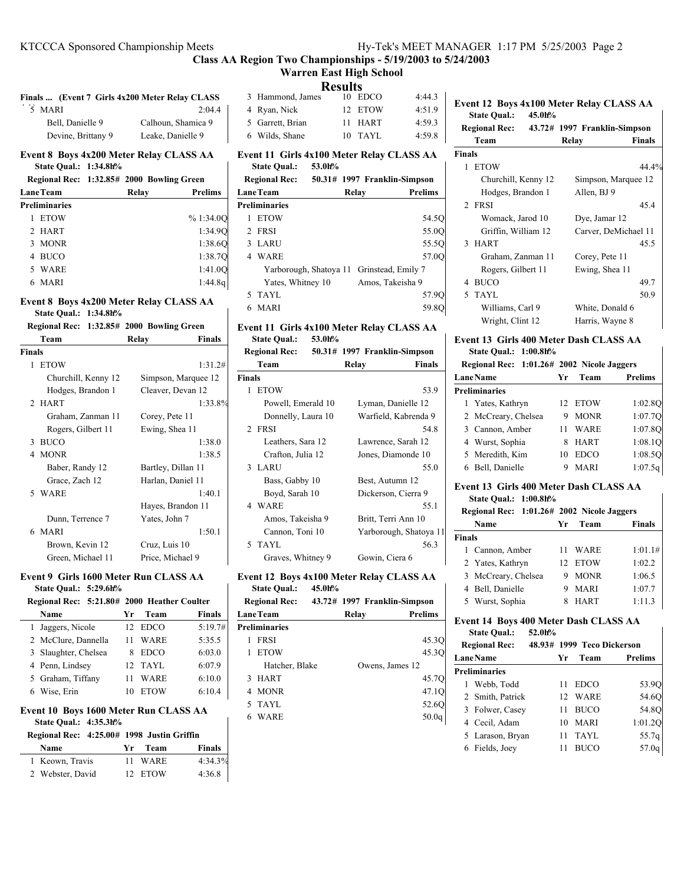**Class AA Region Two Championships - 5/19/2003 to 5/24/2003**

**Warren East High School**

**Results**

### Finals ... (Event 7 Girls 4x200 Meter Relay CLASS

| | Team | | Finals |
|---|---|---|---|
| 5 | MARI | | 2:04.4 |
| | Bell, Danielle 9 | Calhoun, Shamica 9 | |
| | Devine, Brittany 9 | Leake, Danielle 9 | |

### Event 8 Boys 4x200 Meter Relay CLASS AA

State Qual.: 1:34.8h%

Regional Rec: 1:32.85# 2000 Bowling Green

| Lane | Team | Relay | Prelims |
|---|---|---|---|
| **Preliminaries** | | | |
| 1 | ETOW | | % 1:34.0Q |
| 2 | HART | | 1:34.9Q |
| 3 | MONR | | 1:38.6Q |
| 4 | BUCO | | 1:38.7Q |
| 5 | WARE | | 1:41.0Q |
| 6 | MARI | | 1:44.8q |

### Event 8 Boys 4x200 Meter Relay CLASS AA

State Qual.: 1:34.8h%

Regional Rec: 1:32.85# 2000 Bowling Green

| | Team | Relay | Finals |
|---|---|---|---|
| **Finals** | | | |
| 1 | ETOW | | 1:31.2# |
| | Churchill, Kenny 12 | Simpson, Marquee 12 | |
| | Hodges, Brandon 1 | Cleaver, Devan 12 | |
| 2 | HART | | 1:33.8% |
| | Graham, Zanman 11 | Corey, Pete 11 | |
| | Rogers, Gilbert 11 | Ewing, Shea 11 | |
| 3 | BUCO | | 1:38.0 |
| 4 | MONR | | 1:38.5 |
| | Baber, Randy 12 | Bartley, Dillan 11 | |
| | Grace, Zach 12 | Harlan, Daniel 11 | |
| 5 | WARE | | 1:40.1 |
| | | Hayes, Brandon 11 | |
| | Dunn, Terrence 7 | Yates, John 7 | |
| 6 | MARI | | 1:50.1 |
| | Brown, Kevin 12 | Cruz, Luis 10 | |
| | Green, Michael 11 | Price, Michael 9 | |

### Event 9 Girls 1600 Meter Run CLASS AA

State Qual.: 5:29.6h%

Regional Rec: 5:21.80# 2000 Heather Coulter

| | Name | Yr | Team | Finals |
|---|---|---|---|---|
| 1 | Jaggers, Nicole | 12 | EDCO | 5:19.7# |
| 2 | McClure, Dannella | 11 | WARE | 5:35.5 |
| 3 | Slaughter, Chelsea | 8 | EDCO | 6:03.0 |
| 4 | Penn, Lindsey | 12 | TAYL | 6:07.9 |
| 5 | Graham, Tiffany | 11 | WARE | 6:10.0 |
| 6 | Wise, Erin | 10 | ETOW | 6:10.4 |

### Event 10 Boys 1600 Meter Run CLASS AA

State Qual.: 4:35.3h%

Regional Rec: 4:25.00# 1998 Justin Griffin

| | Name | Yr | Team | Finals |
|---|---|---|---|---|
| 1 | Keown, Travis | 11 | WARE | 4:34.3% |
| 2 | Webster, David | 12 | ETOW | 4:36.8 |
| 3 | Hammond, James | 10 | EDCO | 4:44.3 |
| 4 | Ryan, Nick | 12 | ETOW | 4:51.9 |
| 5 | Garrett, Brian | 11 | HART | 4:59.3 |
| 6 | Wilds, Shane | 10 | TAYL | 4:59.8 |

### Event 11 Girls 4x100 Meter Relay CLASS AA

State Qual.: 53.0h%

Regional Rec: 50.31# 1997 Franklin-Simpson

| Lane | Team | Relay | Prelims |
|---|---|---|---|
| **Preliminaries** | | | |
| 1 | ETOW | | 54.5Q |
| 2 | FRSI | | 55.0Q |
| 3 | LARU | | 55.5Q |
| 4 | WARE | | 57.0Q |
| | Yarborough, Shatoya 11 | Grinstead, Emily 7 | |
| | Yates, Whitney 10 | Amos, Takeisha 9 | |
| 5 | TAYL | | 57.9Q |
| 6 | MARI | | 59.8Q |

### Event 11 Girls 4x100 Meter Relay CLASS AA

State Qual.: 53.0h%

Regional Rec: 50.31# 1997 Franklin-Simpson

| | Team | Relay | Finals |
|---|---|---|---|
| **Finals** | | | |
| 1 | ETOW | | 53.9 |
| | Powell, Emerald 10 | Lyman, Danielle 12 | |
| | Donnelly, Laura 10 | Warfield, Kabrenda 9 | |
| 2 | FRSI | | 54.8 |
| | Leathers, Sara 12 | Lawrence, Sarah 12 | |
| | Crafton, Julia 12 | Jones, Diamonde 10 | |
| 3 | LARU | | 55.0 |
| | Bass, Gabby 10 | Best, Autumn 12 | |
| | Boyd, Sarah 10 | Dickerson, Cierra 9 | |
| 4 | WARE | | 55.1 |
| | Amos, Takeisha 9 | Britt, Terri Ann 10 | |
| | Cannon, Toni 10 | Yarborough, Shatoya 11 | |
| 5 | TAYL | | 56.3 |
| | Graves, Whitney 9 | Gowin, Ciera 6 | |

### Event 12 Boys 4x100 Meter Relay CLASS AA

State Qual.: 45.0h%

Regional Rec: 43.72# 1997 Franklin-Simpson

| Lane | Team | Relay | Prelims |
|---|---|---|---|
| **Preliminaries** | | | |
| 1 | FRSI | | 45.3Q |
| 1 | ETOW | | 45.3Q |
| | Hatcher, Blake | Owens, James 12 | |
| 3 | HART | | 45.7Q |
| 4 | MONR | | 47.1Q |
| 5 | TAYL | | 52.6Q |
| 6 | WARE | | 50.0q |

### Event 12 Boys 4x100 Meter Relay CLASS AA

State Qual.: 45.0h%

Regional Rec: 43.72# 1997 Franklin-Simpson

| | Team | Relay | Finals |
|---|---|---|---|
| **Finals** | | | |
| 1 | ETOW | | 44.4% |
| | Churchill, Kenny 12 | Simpson, Marquee 12 | |
| | Hodges, Brandon 1 | Allen, BJ 9 | |
| 2 | FRSI | | 45.4 |
| | Womack, Jarod 10 | Dye, Jamar 12 | |
| | Griffin, William 12 | Carver, DeMichael 11 | |
| 3 | HART | | 45.5 |
| | Graham, Zanman 11 | Corey, Pete 11 | |
| | Rogers, Gilbert 11 | Ewing, Shea 11 | |
| 4 | BUCO | | 49.7 |
| 5 | TAYL | | 50.9 |
| | Williams, Carl 9 | White, Donald 6 | |
| | Wright, Clint 12 | Harris, Wayne 8 | |

### Event 13 Girls 400 Meter Dash CLASS AA

State Qual.: 1:00.8h%

Regional Rec: 1:01.26# 2002 Nicole Jaggers

| Lane | Name | Yr | Team | Prelims |
|---|---|---|---|---|
| **Preliminaries** | | | | |
| 1 | Yates, Kathryn | 12 | ETOW | 1:02.8Q |
| 2 | McCreary, Chelsea | 9 | MONR | 1:07.7Q |
| 3 | Cannon, Amber | 11 | WARE | 1:07.8Q |
| 4 | Wurst, Sophia | 8 | HART | 1:08.1Q |
| 5 | Meredith, Kim | 10 | EDCO | 1:08.5Q |
| 6 | Bell, Danielle | 9 | MARI | 1:07.5q |

### Event 13 Girls 400 Meter Dash CLASS AA

State Qual.: 1:00.8h%

Regional Rec: 1:01.26# 2002 Nicole Jaggers

| | Name | Yr | Team | Finals |
|---|---|---|---|---|
| **Finals** | | | | |
| 1 | Cannon, Amber | 11 | WARE | 1:01.1# |
| 2 | Yates, Kathryn | 12 | ETOW | 1:02.2 |
| 3 | McCreary, Chelsea | 9 | MONR | 1:06.5 |
| 4 | Bell, Danielle | 9 | MARI | 1:07.7 |
| 5 | Wurst, Sophia | 8 | HART | 1:11.3 |

### Event 14 Boys 400 Meter Dash CLASS AA

State Qual.: 52.0h%

Regional Rec: 48.93# 1999 Teco Dickerson

| Lane | Name | Yr | Team | Prelims |
|---|---|---|---|---|
| **Preliminaries** | | | | |
| 1 | Webb, Todd | 11 | EDCO | 53.9Q |
| 2 | Smith, Patrick | 12 | WARE | 54.6Q |
| 3 | Folwer, Casey | 11 | BUCO | 54.8Q |
| 4 | Cecil, Adam | 10 | MARI | 1:01.2Q |
| 5 | Larason, Bryan | 11 | TAYL | 55.7q |
| 6 | Fields, Joey | 11 | BUCO | 57.0q |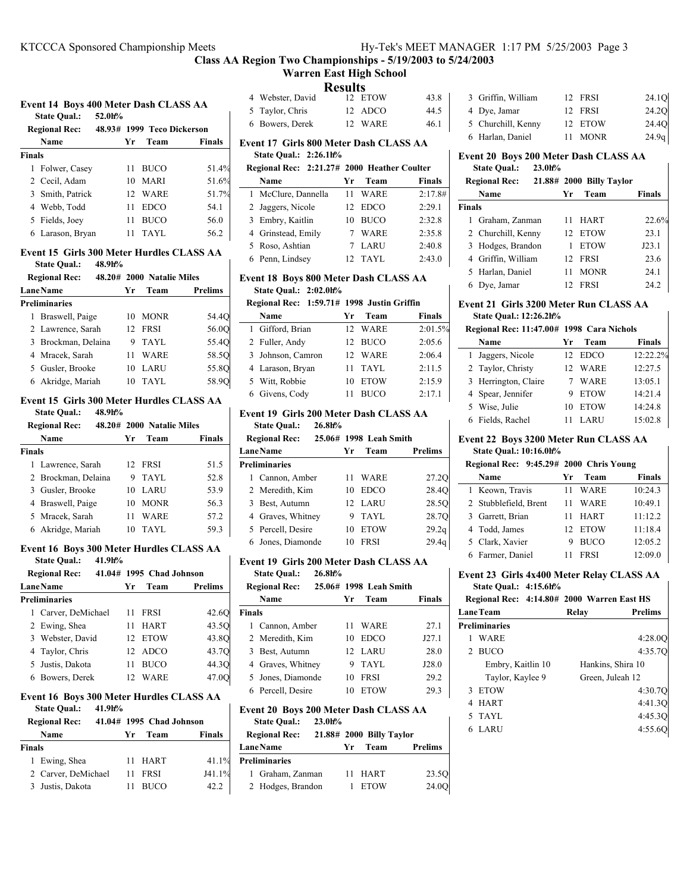**Class AA Region Two Championships - 5/19/2003 to 5/24/2003**

**Warren East High School**

## Results

### Event 14 Boys 400 Meter Dash CLASS AA

State Qual.: 52.0h%

Regional Rec: 48.93# 1999 Teco Dickerson

| | Name | Yr | Team | Finals |
|---|---|---|---|---|
| **Finals** | | | | |
| 1 | Folwer, Casey | 11 | BUCO | 51.4% |
| 2 | Cecil, Adam | 10 | MARI | 51.6% |
| 3 | Smith, Patrick | 12 | WARE | 51.7% |
| 4 | Webb, Todd | 11 | EDCO | 54.1 |
| 5 | Fields, Joey | 11 | BUCO | 56.0 |
| 6 | Larason, Bryan | 11 | TAYL | 56.2 |

### Event 15 Girls 300 Meter Hurdles CLASS AA

State Qual.: 48.9h%

Regional Rec: 48.20# 2000 Natalie Miles

| Lane | Name | Yr | Team | Prelims |
|---|---|---|---|---|
| **Preliminaries** | | | | |
| 1 | Braswell, Paige | 10 | MONR | 54.4Q |
| 2 | Lawrence, Sarah | 12 | FRSI | 56.0Q |
| 3 | Brockman, Delaina | 9 | TAYL | 55.4Q |
| 4 | Mracek, Sarah | 11 | WARE | 58.5Q |
| 5 | Gusler, Brooke | 10 | LARU | 55.8Q |
| 6 | Akridge, Mariah | 10 | TAYL | 58.9Q |

### Event 15 Girls 300 Meter Hurdles CLASS AA

State Qual.: 48.9h%

Regional Rec: 48.20# 2000 Natalie Miles

| | Name | Yr | Team | Finals |
|---|---|---|---|---|
| **Finals** | | | | |
| 1 | Lawrence, Sarah | 12 | FRSI | 51.5 |
| 2 | Brockman, Delaina | 9 | TAYL | 52.8 |
| 3 | Gusler, Brooke | 10 | LARU | 53.9 |
| 4 | Braswell, Paige | 10 | MONR | 56.3 |
| 5 | Mracek, Sarah | 11 | WARE | 57.2 |
| 6 | Akridge, Mariah | 10 | TAYL | 59.3 |

### Event 16 Boys 300 Meter Hurdles CLASS AA

State Qual.: 41.9h%

Regional Rec: 41.04# 1995 Chad Johnson

| Lane | Name | Yr | Team | Prelims |
|---|---|---|---|---|
| **Preliminaries** | | | | |
| 1 | Carver, DeMichael | 11 | FRSI | 42.6Q |
| 2 | Ewing, Shea | 11 | HART | 43.5Q |
| 3 | Webster, David | 12 | ETOW | 43.8Q |
| 4 | Taylor, Chris | 12 | ADCO | 43.7Q |
| 5 | Justis, Dakota | 11 | BUCO | 44.3Q |
| 6 | Bowers, Derek | 12 | WARE | 47.0Q |

### Event 16 Boys 300 Meter Hurdles CLASS AA

State Qual.: 41.9h%

Regional Rec: 41.04# 1995 Chad Johnson

| | Name | Yr | Team | Finals |
|---|---|---|---|---|
| **Finals** | | | | |
| 1 | Ewing, Shea | 11 | HART | 41.1% |
| 2 | Carver, DeMichael | 11 | FRSI | J41.1% |
| 3 | Justis, Dakota | 11 | BUCO | 42.2 |
| 4 | Webster, David | 12 | ETOW | 43.8 |
| 5 | Taylor, Chris | 12 | ADCO | 44.5 |
| 6 | Bowers, Derek | 12 | WARE | 46.1 |

### Event 17 Girls 800 Meter Dash CLASS AA

State Qual.: 2:26.1h%

Regional Rec: 2:21.27# 2000 Heather Coulter

| | Name | Yr | Team | Finals |
|---|---|---|---|---|
| 1 | McClure, Dannella | 11 | WARE | 2:17.8# |
| 2 | Jaggers, Nicole | 12 | EDCO | 2:29.1 |
| 3 | Embry, Kaitlin | 10 | BUCO | 2:32.8 |
| 4 | Grinstead, Emily | 7 | WARE | 2:35.8 |
| 5 | Roso, Ashtian | 7 | LARU | 2:40.8 |
| 6 | Penn, Lindsey | 12 | TAYL | 2:43.0 |

### Event 18 Boys 800 Meter Dash CLASS AA

State Qual.: 2:02.0h%

Regional Rec: 1:59.71# 1998 Justin Griffin

| | Name | Yr | Team | Finals |
|---|---|---|---|---|
| 1 | Gifford, Brian | 12 | WARE | 2:01.5% |
| 2 | Fuller, Andy | 12 | BUCO | 2:05.6 |
| 3 | Johnson, Camron | 12 | WARE | 2:06.4 |
| 4 | Larason, Bryan | 11 | TAYL | 2:11.5 |
| 5 | Witt, Robbie | 10 | ETOW | 2:15.9 |
| 6 | Givens, Cody | 11 | BUCO | 2:17.1 |

### Event 19 Girls 200 Meter Dash CLASS AA

State Qual.: 26.8h%

Regional Rec: 25.06# 1998 Leah Smith

| Lane | Name | Yr | Team | Prelims |
|---|---|---|---|---|
| **Preliminaries** | | | | |
| 1 | Cannon, Amber | 11 | WARE | 27.2Q |
| 2 | Meredith, Kim | 10 | EDCO | 28.4Q |
| 3 | Best, Autumn | 12 | LARU | 28.5Q |
| 4 | Graves, Whitney | 9 | TAYL | 28.7Q |
| 5 | Percell, Desire | 10 | ETOW | 29.2q |
| 6 | Jones, Diamonde | 10 | FRSI | 29.4q |

### Event 19 Girls 200 Meter Dash CLASS AA

State Qual.: 26.8h%

Regional Rec: 25.06# 1998 Leah Smith

| | Name | Yr | Team | Finals |
|---|---|---|---|---|
| **Finals** | | | | |
| 1 | Cannon, Amber | 11 | WARE | 27.1 |
| 2 | Meredith, Kim | 10 | EDCO | J27.1 |
| 3 | Best, Autumn | 12 | LARU | 28.0 |
| 4 | Graves, Whitney | 9 | TAYL | J28.0 |
| 5 | Jones, Diamonde | 10 | FRSI | 29.2 |
| 6 | Percell, Desire | 10 | ETOW | 29.3 |

### Event 20 Boys 200 Meter Dash CLASS AA

State Qual.: 23.0h%

Regional Rec: 21.88# 2000 Billy Taylor

| Lane | Name | Yr | Team | Prelims |
|---|---|---|---|---|
| **Preliminaries** | | | | |
| 1 | Graham, Zanman | 11 | HART | 23.5Q |
| 2 | Hodges, Brandon | 1 | ETOW | 24.0Q |
| 3 | Griffin, William | 12 | FRSI | 24.1Q |
| 4 | Dye, Jamar | 12 | FRSI | 24.2Q |
| 5 | Churchill, Kenny | 12 | ETOW | 24.4Q |
| 6 | Harlan, Daniel | 11 | MONR | 24.9q |

### Event 20 Boys 200 Meter Dash CLASS AA

State Qual.: 23.0h%

Regional Rec: 21.88# 2000 Billy Taylor

| | Name | Yr | Team | Finals |
|---|---|---|---|---|
| **Finals** | | | | |
| 1 | Graham, Zanman | 11 | HART | 22.6% |
| 2 | Churchill, Kenny | 12 | ETOW | 23.1 |
| 3 | Hodges, Brandon | 1 | ETOW | J23.1 |
| 4 | Griffin, William | 12 | FRSI | 23.6 |
| 5 | Harlan, Daniel | 11 | MONR | 24.1 |
| 6 | Dye, Jamar | 12 | FRSI | 24.2 |

### Event 21 Girls 3200 Meter Run CLASS AA

State Qual.: 12:26.2h%

Regional Rec: 11:47.00# 1998 Cara Nichols

| | Name | Yr | Team | Finals |
|---|---|---|---|---|
| 1 | Jaggers, Nicole | 12 | EDCO | 12:22.2% |
| 2 | Taylor, Christy | 12 | WARE | 12:27.5 |
| 3 | Herrington, Claire | 7 | WARE | 13:05.1 |
| 4 | Spear, Jennifer | 9 | ETOW | 14:21.4 |
| 5 | Wise, Julie | 10 | ETOW | 14:24.8 |
| 6 | Fields, Rachel | 11 | LARU | 15:02.8 |

### Event 22 Boys 3200 Meter Run CLASS AA

State Qual.: 10:16.0h%

Regional Rec: 9:45.29# 2000 Chris Young

| | Name | Yr | Team | Finals |
|---|---|---|---|---|
| 1 | Keown, Travis | 11 | WARE | 10:24.3 |
| 2 | Stubblefield, Brent | 11 | WARE | 10:49.1 |
| 3 | Garrett, Brian | 11 | HART | 11:12.2 |
| 4 | Todd, James | 12 | ETOW | 11:18.4 |
| 5 | Clark, Xavier | 9 | BUCO | 12:05.2 |
| 6 | Farmer, Daniel | 11 | FRSI | 12:09.0 |

### Event 23 Girls 4x400 Meter Relay CLASS AA

State Qual.: 4:15.6h%

Regional Rec: 4:14.80# 2000 Warren East HS

| Lane | Team | Relay | Prelims |
|---|---|---|---|
| **Preliminaries** | | | |
| 1 | WARE | | 4:28.0Q |
| 2 | BUCO | | 4:35.7Q |
| | Embry, Kaitlin 10 | Hankins, Shira 10 | |
| | Taylor, Kaylee 9 | Green, Juleah 12 | |
| 3 | ETOW | | 4:30.7Q |
| 4 | HART | | 4:41.3Q |
| 5 | TAYL | | 4:45.3Q |
| 6 | LARU | | 4:55.6Q |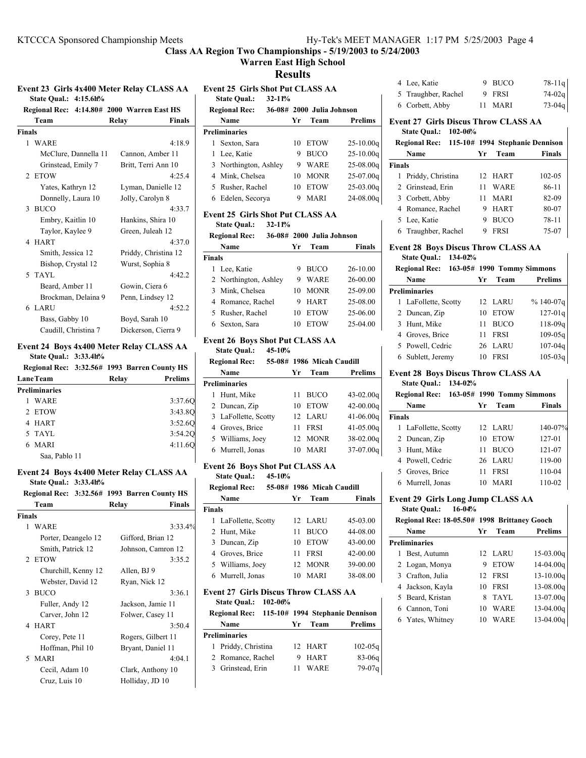## Class AA Region Two Championships - 5/19/2003 to 5/24/2003

### Warren East High School

### Results

#### Event 23 Girls 4x400 Meter Relay CLASS AA

State Qual.: 4:15.6h%

Regional Rec: 4:14.80# 2000 Warren East HS

| | Team | Relay | Finals |
|---|---|---|---|
| **Finals** | | | |
| 1 | WARE | | 4:18.9 |
| | McClure, Dannella 11 | Cannon, Amber 11 | |
| | Grinstead, Emily 7 | Britt, Terri Ann 10 | |
| 2 | ETOW | | 4:25.4 |
| | Yates, Kathryn 12 | Lyman, Danielle 12 | |
| | Donnelly, Laura 10 | Jolly, Carolyn 8 | |
| 3 | BUCO | | 4:33.7 |
| | Embry, Kaitlin 10 | Hankins, Shira 10 | |
| | Taylor, Kaylee 9 | Green, Juleah 12 | |
| 4 | HART | | 4:37.0 |
| | Smith, Jessica 12 | Priddy, Christina 12 | |
| | Bishop, Crystal 12 | Wurst, Sophia 8 | |
| 5 | TAYL | | 4:42.2 |
| | Beard, Amber 11 | Gowin, Ciera 6 | |
| | Brockman, Delaina 9 | Penn, Lindsey 12 | |
| 6 | LARU | | 4:52.2 |
| | Bass, Gabby 10 | Boyd, Sarah 10 | |
| | Caudill, Christina 7 | Dickerson, Cierra 9 | |

#### Event 24 Boys 4x400 Meter Relay CLASS AA

State Qual.: 3:33.4h%

Regional Rec: 3:32.56# 1993 Barren County HS

| Lane | Team | Relay | Prelims |
|---|---|---|---|
| **Preliminaries** | | | |
| 1 | WARE | | 3:37.6Q |
| 2 | ETOW | | 3:43.8Q |
| 4 | HART | | 3:52.6Q |
| 5 | TAYL | | 3:54.2Q |
| 6 | MARI | | 4:11.6Q |
| | Saa, Pablo 11 | | |

#### Event 24 Boys 4x400 Meter Relay CLASS AA

State Qual.: 3:33.4h%

Regional Rec: 3:32.56# 1993 Barren County HS

| | Team | Relay | Finals |
|---|---|---|---|
| **Finals** | | | |
| 1 | WARE | | 3:33.4% |
| | Porter, Deangelo 12 | Gifford, Brian 12 | |
| | Smith, Patrick 12 | Johnson, Camron 12 | |
| 2 | ETOW | | 3:35.2 |
| | Churchill, Kenny 12 | Allen, BJ 9 | |
| | Webster, David 12 | Ryan, Nick 12 | |
| 3 | BUCO | | 3:36.1 |
| | Fuller, Andy 12 | Jackson, Jamie 11 | |
| | Carver, John 12 | Folwer, Casey 11 | |
| 4 | HART | | 3:50.4 |
| | Corey, Pete 11 | Rogers, Gilbert 11 | |
| | Hoffman, Phil 10 | Bryant, Daniel 11 | |
| 5 | MARI | | 4:04.1 |
| | Cecil, Adam 10 | Clark, Anthony 10 | |
| | Cruz, Luis 10 | Holliday, JD 10 | |

#### Event 25 Girls Shot Put CLASS AA

State Qual.: 32-11%

Regional Rec: 36-08# 2000 Julia Johnson

| | Name | Yr | Team | Prelims |
|---|---|---|---|---|
| **Preliminaries** | | | | |
| 1 | Sexton, Sara | 10 | ETOW | 25-10.00q |
| 1 | Lee, Katie | 9 | BUCO | 25-10.00q |
| 3 | Northington, Ashley | 9 | WARE | 25-08.00q |
| 4 | Mink, Chelsea | 10 | MONR | 25-07.00q |
| 5 | Rusher, Rachel | 10 | ETOW | 25-03.00q |
| 6 | Edelen, Secorya | 9 | MARI | 24-08.00q |

#### Event 25 Girls Shot Put CLASS AA

State Qual.: 32-11%

Regional Rec: 36-08# 2000 Julia Johnson

| | Name | Yr | Team | Finals |
|---|---|---|---|---|
| **Finals** | | | | |
| 1 | Lee, Katie | 9 | BUCO | 26-10.00 |
| 2 | Northington, Ashley | 9 | WARE | 26-00.00 |
| 3 | Mink, Chelsea | 10 | MONR | 25-09.00 |
| 4 | Romance, Rachel | 9 | HART | 25-08.00 |
| 5 | Rusher, Rachel | 10 | ETOW | 25-06.00 |
| 6 | Sexton, Sara | 10 | ETOW | 25-04.00 |

#### Event 26 Boys Shot Put CLASS AA

State Qual.: 45-10%

Regional Rec: 55-08# 1986 Micah Caudill

| | Name | Yr | Team | Prelims |
|---|---|---|---|---|
| **Preliminaries** | | | | |
| 1 | Hunt, Mike | 11 | BUCO | 43-02.00q |
| 2 | Duncan, Zip | 10 | ETOW | 42-00.00q |
| 3 | LaFollette, Scotty | 12 | LARU | 41-06.00q |
| 4 | Groves, Brice | 11 | FRSI | 41-05.00q |
| 5 | Williams, Joey | 12 | MONR | 38-02.00q |
| 6 | Murrell, Jonas | 10 | MARI | 37-07.00q |

#### Event 26 Boys Shot Put CLASS AA

State Qual.: 45-10%

Regional Rec: 55-08# 1986 Micah Caudill

| | Name | Yr | Team | Finals |
|---|---|---|---|---|
| **Finals** | | | | |
| 1 | LaFollette, Scotty | 12 | LARU | 45-03.00 |
| 2 | Hunt, Mike | 11 | BUCO | 44-08.00 |
| 3 | Duncan, Zip | 10 | ETOW | 43-00.00 |
| 4 | Groves, Brice | 11 | FRSI | 42-00.00 |
| 5 | Williams, Joey | 12 | MONR | 39-00.00 |
| 6 | Murrell, Jonas | 10 | MARI | 38-08.00 |

#### Event 27 Girls Discus Throw CLASS AA

State Qual.: 102-06%

Regional Rec: 115-10# 1994 Stephanie Dennison

| | Name | Yr | Team | Prelims |
|---|---|---|---|---|
| **Preliminaries** | | | | |
| 1 | Priddy, Christina | 12 | HART | 102-05q |
| 2 | Romance, Rachel | 9 | HART | 83-06q |
| 3 | Grinstead, Erin | 11 | WARE | 79-07q |
| 4 | Lee, Katie | 9 | BUCO | 78-11q |
| 5 | Traughber, Rachel | 9 | FRSI | 74-02q |
| 6 | Corbett, Abby | 11 | MARI | 73-04q |

#### Event 27 Girls Discus Throw CLASS AA

State Qual.: 102-06%

Regional Rec: 115-10# 1994 Stephanie Dennison

| | Name | Yr | Team | Finals |
|---|---|---|---|---|
| **Finals** | | | | |
| 1 | Priddy, Christina | 12 | HART | 102-05 |
| 2 | Grinstead, Erin | 11 | WARE | 86-11 |
| 3 | Corbett, Abby | 11 | MARI | 82-09 |
| 4 | Romance, Rachel | 9 | HART | 80-07 |
| 5 | Lee, Katie | 9 | BUCO | 78-11 |
| 6 | Traughber, Rachel | 9 | FRSI | 75-07 |

#### Event 28 Boys Discus Throw CLASS AA

State Qual.: 134-02%

Regional Rec: 163-05# 1990 Tommy Simmons

| | Name | Yr | Team | Prelims |
|---|---|---|---|---|
| **Preliminaries** | | | | |
| 1 | LaFollette, Scotty | 12 | LARU | % 140-07q |
| 2 | Duncan, Zip | 10 | ETOW | 127-01q |
| 3 | Hunt, Mike | 11 | BUCO | 118-09q |
| 4 | Groves, Brice | 11 | FRSI | 109-05q |
| 5 | Powell, Cedric | 26 | LARU | 107-04q |
| 6 | Sublett, Jeremy | 10 | FRSI | 105-03q |

#### Event 28 Boys Discus Throw CLASS AA

State Qual.: 134-02%

Regional Rec: 163-05# 1990 Tommy Simmons

| | Name | Yr | Team | Finals |
|---|---|---|---|---|
| **Finals** | | | | |
| 1 | LaFollette, Scotty | 12 | LARU | 140-07% |
| 2 | Duncan, Zip | 10 | ETOW | 127-01 |
| 3 | Hunt, Mike | 11 | BUCO | 121-07 |
| 4 | Powell, Cedric | 26 | LARU | 119-00 |
| 5 | Groves, Brice | 11 | FRSI | 110-04 |
| 6 | Murrell, Jonas | 10 | MARI | 110-02 |

#### Event 29 Girls Long Jump CLASS AA

State Qual.: 16-04%

Regional Rec: 18-05.50# 1998 Brittaney Gooch

| | Name | Yr | Team | Prelims |
|---|---|---|---|---|
| **Preliminaries** | | | | |
| 1 | Best, Autumn | 12 | LARU | 15-03.00q |
| 2 | Logan, Monya | 9 | ETOW | 14-04.00q |
| 3 | Crafton, Julia | 12 | FRSI | 13-10.00q |
| 4 | Jackson, Kayla | 10 | FRSI | 13-08.00q |
| 5 | Beard, Kristan | 8 | TAYL | 13-07.00q |
| 6 | Cannon, Toni | 10 | WARE | 13-04.00q |
| 6 | Yates, Whitney | 10 | WARE | 13-04.00q |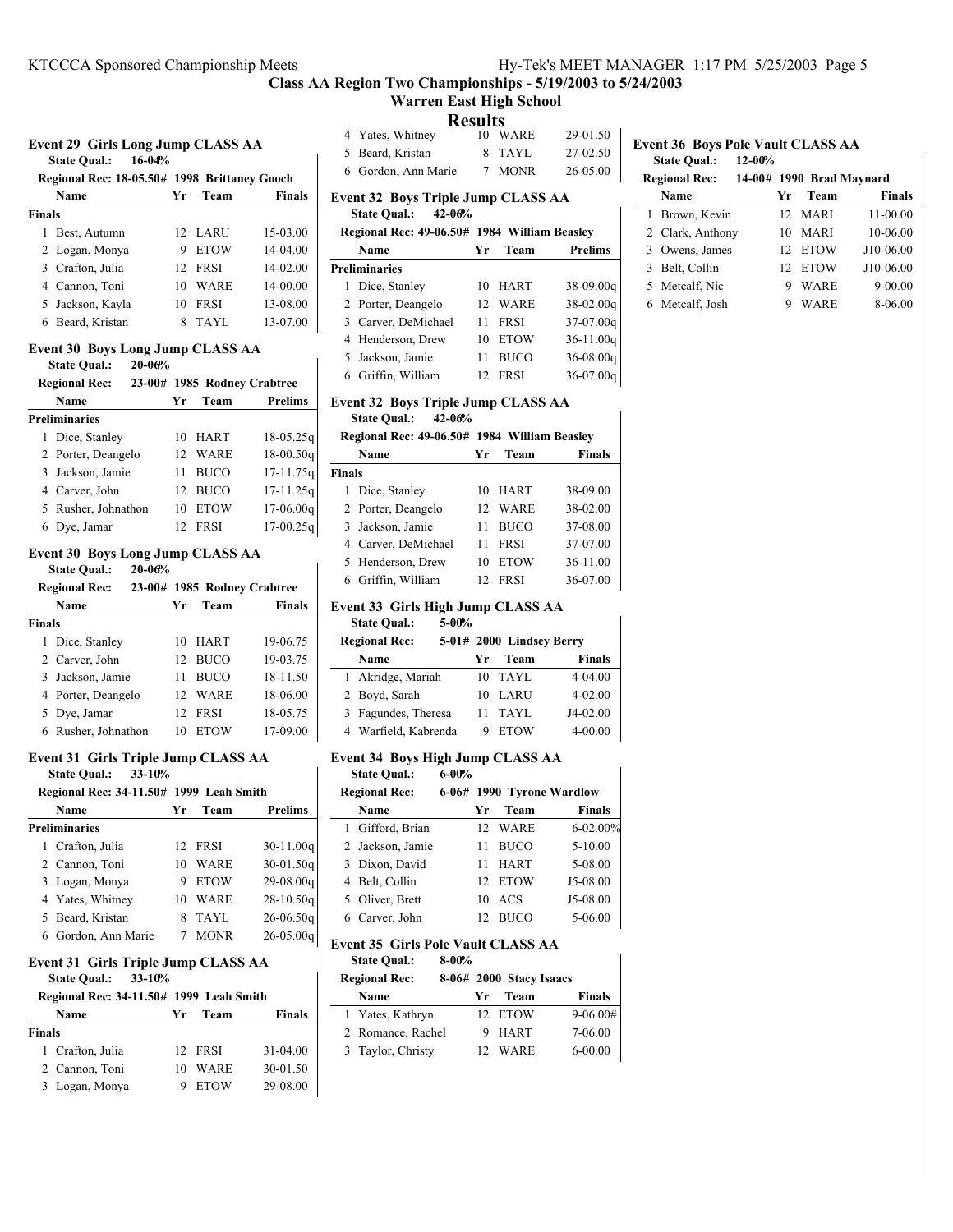**Class AA Region Two Championships - 5/19/2003 to 5/24/2003**

**Warren East High School**

**Results**

### Event 29 Girls Long Jump CLASS AA

State Qual.: 16-04%

Regional Rec: 18-05.50# 1998 Brittaney Gooch

| | Name | Yr | Team | Finals |
|---|---|---|---|---|
| **Finals** | | | | |
| 1 | Best, Autumn | 12 | LARU | 15-03.00 |
| 2 | Logan, Monya | 9 | ETOW | 14-04.00 |
| 3 | Crafton, Julia | 12 | FRSI | 14-02.00 |
| 4 | Cannon, Toni | 10 | WARE | 14-00.00 |
| 5 | Jackson, Kayla | 10 | FRSI | 13-08.00 |
| 6 | Beard, Kristan | 8 | TAYL | 13-07.00 |

### Event 30 Boys Long Jump CLASS AA

State Qual.: 20-06%

Regional Rec: 23-00# 1985 Rodney Crabtree

| | Name | Yr | Team | Prelims |
|---|---|---|---|---|
| **Preliminaries** | | | | |
| 1 | Dice, Stanley | 10 | HART | 18-05.25q |
| 2 | Porter, Deangelo | 12 | WARE | 18-00.50q |
| 3 | Jackson, Jamie | 11 | BUCO | 17-11.75q |
| 4 | Carver, John | 12 | BUCO | 17-11.25q |
| 5 | Rusher, Johnathon | 10 | ETOW | 17-06.00q |
| 6 | Dye, Jamar | 12 | FRSI | 17-00.25q |

### Event 30 Boys Long Jump CLASS AA

State Qual.: 20-06%

Regional Rec: 23-00# 1985 Rodney Crabtree

| | Name | Yr | Team | Finals |
|---|---|---|---|---|
| **Finals** | | | | |
| 1 | Dice, Stanley | 10 | HART | 19-06.75 |
| 2 | Carver, John | 12 | BUCO | 19-03.75 |
| 3 | Jackson, Jamie | 11 | BUCO | 18-11.50 |
| 4 | Porter, Deangelo | 12 | WARE | 18-06.00 |
| 5 | Dye, Jamar | 12 | FRSI | 18-05.75 |
| 6 | Rusher, Johnathon | 10 | ETOW | 17-09.00 |

### Event 31 Girls Triple Jump CLASS AA

State Qual.: 33-10%

Regional Rec: 34-11.50# 1999 Leah Smith

| | Name | Yr | Team | Prelims |
|---|---|---|---|---|
| **Preliminaries** | | | | |
| 1 | Crafton, Julia | 12 | FRSI | 30-11.00q |
| 2 | Cannon, Toni | 10 | WARE | 30-01.50q |
| 3 | Logan, Monya | 9 | ETOW | 29-08.00q |
| 4 | Yates, Whitney | 10 | WARE | 28-10.50q |
| 5 | Beard, Kristan | 8 | TAYL | 26-06.50q |
| 6 | Gordon, Ann Marie | 7 | MONR | 26-05.00q |

### Event 31 Girls Triple Jump CLASS AA

State Qual.: 33-10%

Regional Rec: 34-11.50# 1999 Leah Smith

| | Name | Yr | Team | Finals |
|---|---|---|---|---|
| **Finals** | | | | |
| 1 | Crafton, Julia | 12 | FRSI | 31-04.00 |
| 2 | Cannon, Toni | 10 | WARE | 30-01.50 |
| 3 | Logan, Monya | 9 | ETOW | 29-08.00 |
| 4 | Yates, Whitney | 10 | WARE | 29-01.50 |
| 5 | Beard, Kristan | 8 | TAYL | 27-02.50 |
| 6 | Gordon, Ann Marie | 7 | MONR | 26-05.00 |

### Event 32 Boys Triple Jump CLASS AA

State Qual.: 42-06%

Regional Rec: 49-06.50# 1984 William Beasley

| | Name | Yr | Team | Prelims |
|---|---|---|---|---|
| **Preliminaries** | | | | |
| 1 | Dice, Stanley | 10 | HART | 38-09.00q |
| 2 | Porter, Deangelo | 12 | WARE | 38-02.00q |
| 3 | Carver, DeMichael | 11 | FRSI | 37-07.00q |
| 4 | Henderson, Drew | 10 | ETOW | 36-11.00q |
| 5 | Jackson, Jamie | 11 | BUCO | 36-08.00q |
| 6 | Griffin, William | 12 | FRSI | 36-07.00q |

### Event 32 Boys Triple Jump CLASS AA

State Qual.: 42-06%

Regional Rec: 49-06.50# 1984 William Beasley

| | Name | Yr | Team | Finals |
|---|---|---|---|---|
| **Finals** | | | | |
| 1 | Dice, Stanley | 10 | HART | 38-09.00 |
| 2 | Porter, Deangelo | 12 | WARE | 38-02.00 |
| 3 | Jackson, Jamie | 11 | BUCO | 37-08.00 |
| 4 | Carver, DeMichael | 11 | FRSI | 37-07.00 |
| 5 | Henderson, Drew | 10 | ETOW | 36-11.00 |
| 6 | Griffin, William | 12 | FRSI | 36-07.00 |

### Event 33 Girls High Jump CLASS AA

State Qual.: 5-00%

Regional Rec: 5-01# 2000 Lindsey Berry

| | Name | Yr | Team | Finals |
|---|---|---|---|---|
| 1 | Akridge, Mariah | 10 | TAYL | 4-04.00 |
| 2 | Boyd, Sarah | 10 | LARU | 4-02.00 |
| 3 | Fagundes, Theresa | 11 | TAYL | J4-02.00 |
| 4 | Warfield, Kabrenda | 9 | ETOW | 4-00.00 |

### Event 34 Boys High Jump CLASS AA

State Qual.: 6-00%

Regional Rec: 6-06# 1990 Tyrone Wardlow

| | Name | Yr | Team | Finals |
|---|---|---|---|---|
| 1 | Gifford, Brian | 12 | WARE | 6-02.00% |
| 2 | Jackson, Jamie | 11 | BUCO | 5-10.00 |
| 3 | Dixon, David | 11 | HART | 5-08.00 |
| 4 | Belt, Collin | 12 | ETOW | J5-08.00 |
| 5 | Oliver, Brett | 10 | ACS | J5-08.00 |
| 6 | Carver, John | 12 | BUCO | 5-06.00 |

### Event 35 Girls Pole Vault CLASS AA

State Qual.: 8-00%

Regional Rec: 8-06# 2000 Stacy Isaacs

| | Name | Yr | Team | Finals |
|---|---|---|---|---|
| 1 | Yates, Kathryn | 12 | ETOW | 9-06.00# |
| 2 | Romance, Rachel | 9 | HART | 7-06.00 |
| 3 | Taylor, Christy | 12 | WARE | 6-00.00 |

### Event 36 Boys Pole Vault CLASS AA

State Qual.: 12-00%

Regional Rec: 14-00# 1990 Brad Maynard

| | Name | Yr | Team | Finals |
|---|---|---|---|---|
| 1 | Brown, Kevin | 12 | MARI | 11-00.00 |
| 2 | Clark, Anthony | 10 | MARI | 10-06.00 |
| 3 | Owens, James | 12 | ETOW | J10-06.00 |
| 3 | Belt, Collin | 12 | ETOW | J10-06.00 |
| 5 | Metcalf, Nic | 9 | WARE | 9-00.00 |
| 6 | Metcalf, Josh | 9 | WARE | 8-06.00 |